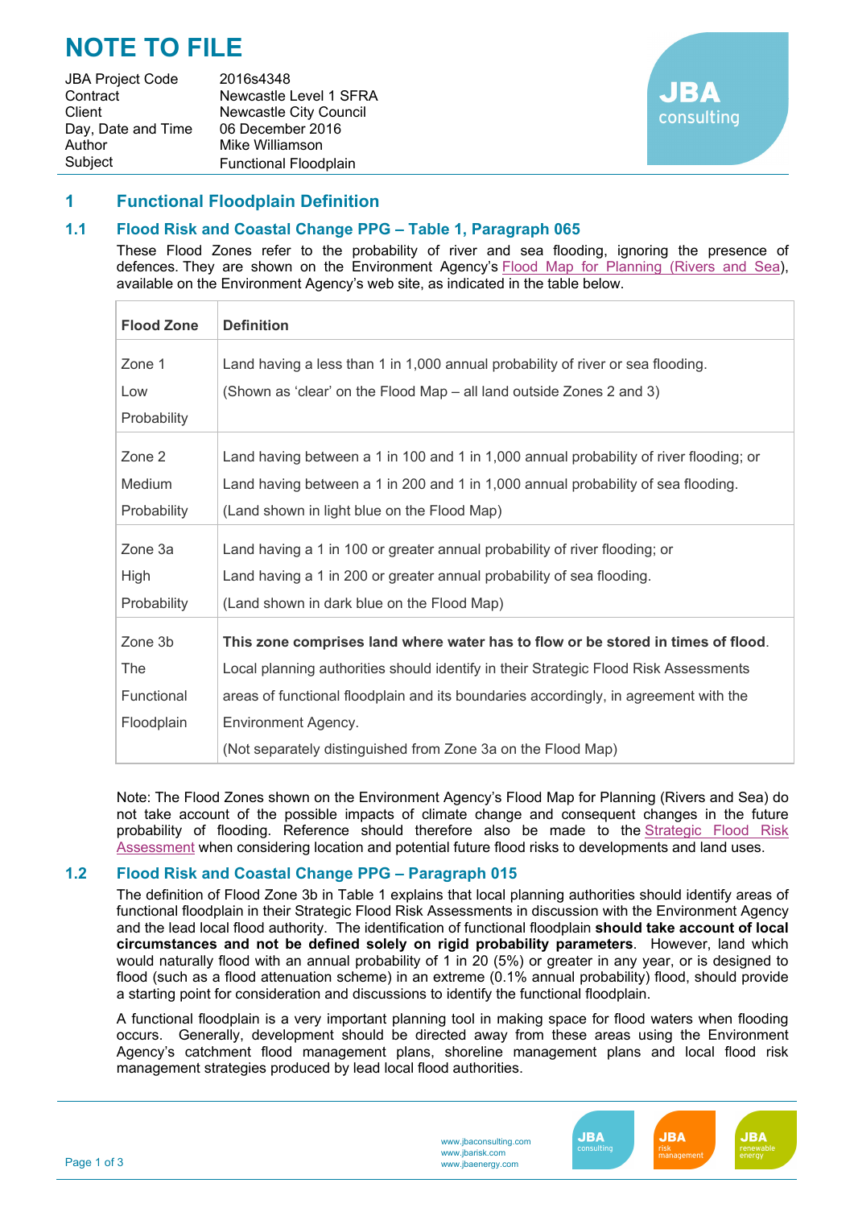# NOTE TO FILE

| | |
|---|---|
| JBA Project Code | 2016s4348 |
| Contract | Newcastle Level 1 SFRA |
| Client | Newcastle City Council |
| Day, Date and Time | 06 December 2016 |
| Author | Mike Williamson |
| Subject | Functional Floodplain |

## 1 Functional Floodplain Definition

### 1.1 Flood Risk and Coastal Change PPG – Table 1, Paragraph 065

These Flood Zones refer to the probability of river and sea flooding, ignoring the presence of defences. They are shown on the Environment Agency's Flood Map for Planning (Rivers and Sea), available on the Environment Agency's web site, as indicated in the table below.

| Flood Zone | Definition |
|---|---|
| Zone 1 Low Probability | Land having a less than 1 in 1,000 annual probability of river or sea flooding. (Shown as 'clear' on the Flood Map – all land outside Zones 2 and 3) |
| Zone 2 Medium Probability | Land having between a 1 in 100 and 1 in 1,000 annual probability of river flooding; or Land having between a 1 in 200 and 1 in 1,000 annual probability of sea flooding. (Land shown in light blue on the Flood Map) |
| Zone 3a High Probability | Land having a 1 in 100 or greater annual probability of river flooding; or Land having a 1 in 200 or greater annual probability of sea flooding. (Land shown in dark blue on the Flood Map) |
| Zone 3b The Functional Floodplain | **This zone comprises land where water has to flow or be stored in times of flood**. Local planning authorities should identify in their Strategic Flood Risk Assessments areas of functional floodplain and its boundaries accordingly, in agreement with the Environment Agency. (Not separately distinguished from Zone 3a on the Flood Map) |

Note: The Flood Zones shown on the Environment Agency's Flood Map for Planning (Rivers and Sea) do not take account of the possible impacts of climate change and consequent changes in the future probability of flooding. Reference should therefore also be made to the Strategic Flood Risk Assessment when considering location and potential future flood risks to developments and land uses.

### 1.2 Flood Risk and Coastal Change PPG – Paragraph 015

The definition of Flood Zone 3b in Table 1 explains that local planning authorities should identify areas of functional floodplain in their Strategic Flood Risk Assessments in discussion with the Environment Agency and the lead local flood authority. The identification of functional floodplain **should take account of local circumstances and not be defined solely on rigid probability parameters**. However, land which would naturally flood with an annual probability of 1 in 20 (5%) or greater in any year, or is designed to flood (such as a flood attenuation scheme) in an extreme (0.1% annual probability) flood, should provide a starting point for consideration and discussions to identify the functional floodplain.

A functional floodplain is a very important planning tool in making space for flood waters when flooding occurs. Generally, development should be directed away from these areas using the Environment Agency's catchment flood management plans, shoreline management plans and local flood risk management strategies produced by lead local flood authorities.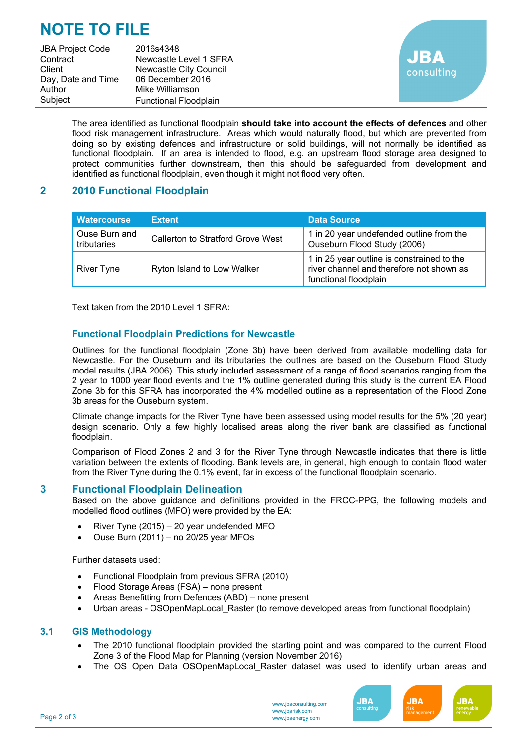# NOTE TO FILE

| | |
|---|---|
| JBA Project Code | 2016s4348 |
| Contract | Newcastle Level 1 SFRA |
| Client | Newcastle City Council |
| Day, Date and Time | 06 December 2016 |
| Author | Mike Williamson |
| Subject | Functional Floodplain |

The area identified as functional floodplain **should take into account the effects of defences** and other flood risk management infrastructure. Areas which would naturally flood, but which are prevented from doing so by existing defences and infrastructure or solid buildings, will not normally be identified as functional floodplain. If an area is intended to flood, e.g. an upstream flood storage area designed to protect communities further downstream, then this should be safeguarded from development and identified as functional floodplain, even though it might not flood very often.

## 2 2010 Functional Floodplain

| Watercourse | Extent | Data Source |
|---|---|---|
| Ouse Burn and tributaries | Callerton to Stratford Grove West | 1 in 20 year undefended outline from the Ouseburn Flood Study (2006) |
| River Tyne | Ryton Island to Low Walker | 1 in 25 year outline is constrained to the river channel and therefore not shown as functional floodplain |

Text taken from the 2010 Level 1 SFRA:

### Functional Floodplain Predictions for Newcastle

Outlines for the functional floodplain (Zone 3b) have been derived from available modelling data for Newcastle. For the Ouseburn and its tributaries the outlines are based on the Ouseburn Flood Study model results (JBA 2006). This study included assessment of a range of flood scenarios ranging from the 2 year to 1000 year flood events and the 1% outline generated during this study is the current EA Flood Zone 3b for this SFRA has incorporated the 4% modelled outline as a representation of the Flood Zone 3b areas for the Ouseburn system.

Climate change impacts for the River Tyne have been assessed using model results for the 5% (20 year) design scenario. Only a few highly localised areas along the river bank are classified as functional floodplain.

Comparison of Flood Zones 2 and 3 for the River Tyne through Newcastle indicates that there is little variation between the extents of flooding. Bank levels are, in general, high enough to contain flood water from the River Tyne during the 0.1% event, far in excess of the functional floodplain scenario.

## 3 Functional Floodplain Delineation

Based on the above guidance and definitions provided in the FRCC-PPG, the following models and modelled flood outlines (MFO) were provided by the EA:

- River Tyne (2015) – 20 year undefended MFO
- Ouse Burn (2011) – no 20/25 year MFOs

Further datasets used:

- Functional Floodplain from previous SFRA (2010)
- Flood Storage Areas (FSA) – none present
- Areas Benefitting from Defences (ABD) – none present
- Urban areas - OSOpenMapLocal_Raster (to remove developed areas from functional floodplain)

### 3.1 GIS Methodology

- The 2010 functional floodplain provided the starting point and was compared to the current Flood Zone 3 of the Flood Map for Planning (version November 2016)
- The OS Open Data OSOpenMapLocal_Raster dataset was used to identify urban areas and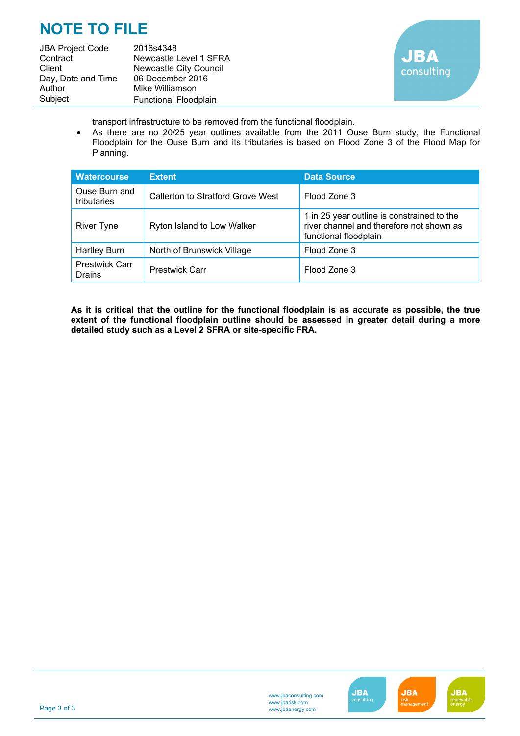transport infrastructure to be removed from the functional floodplain.

- As there are no 20/25 year outlines available from the 2011 Ouse Burn study, the Functional Floodplain for the Ouse Burn and its tributaries is based on Flood Zone 3 of the Flood Map for Planning.

| Watercourse | Extent | Data Source |
| --- | --- | --- |
| Ouse Burn and tributaries | Callerton to Stratford Grove West | Flood Zone 3 |
| River Tyne | Ryton Island to Low Walker | 1 in 25 year outline is constrained to the river channel and therefore not shown as functional floodplain |
| Hartley Burn | North of Brunswick Village | Flood Zone 3 |
| Prestwick Carr Drains | Prestwick Carr | Flood Zone 3 |

**As it is critical that the outline for the functional floodplain is as accurate as possible, the true extent of the functional floodplain outline should be assessed in greater detail during a more detailed study such as a Level 2 SFRA or site-specific FRA.**